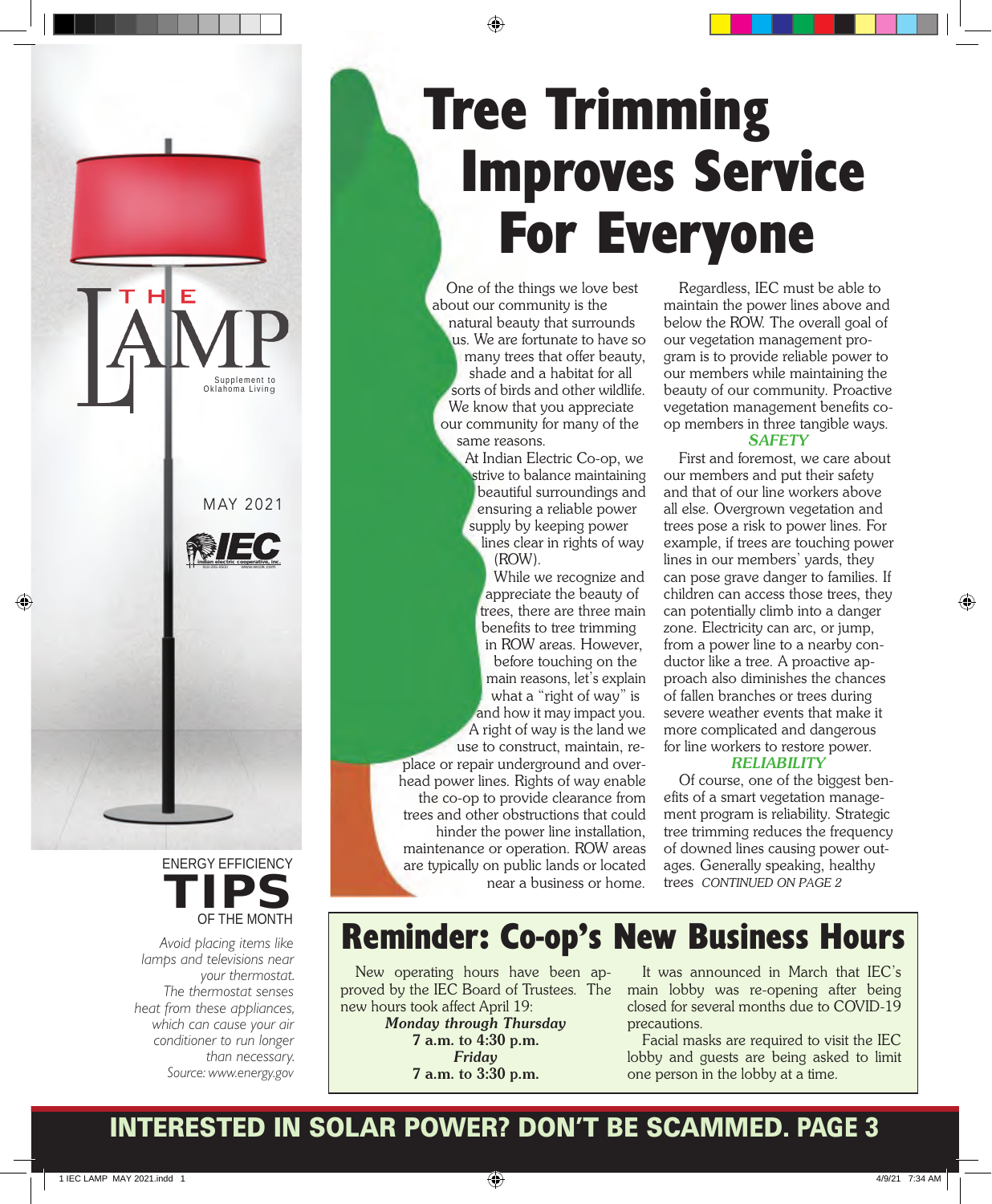THE LAMP

Supplement to Oklahoma Living

MAY 2021

IEC

## ENERGY EFFICIENCY TIPS OF THE MONTH

*Avoid placing items like lamps and televisions near your thermostat. The thermostat senses heat from these appliances, which can cause your air conditioner to run longer than necessary.*
*Source: www.energy.gov*

# Tree Trimming Improves Service For Everyone

One of the things we love best about our community is the natural beauty that surrounds us. We are fortunate to have so many trees that offer beauty, shade and a habitat for all sorts of birds and other wildlife. We know that you appreciate our community for many of the same reasons.

At Indian Electric Co-op, we strive to balance maintaining beautiful surroundings and ensuring a reliable power supply by keeping power lines clear in rights of way (ROW).

While we recognize and appreciate the beauty of trees, there are three main benefits to tree trimming in ROW areas. However, before touching on the main reasons, let's explain what a "right of way" is and how it may impact you.

A right of way is the land we use to construct, maintain, replace or repair underground and overhead power lines. Rights of way enable the co-op to provide clearance from trees and other obstructions that could hinder the power line installation, maintenance or operation. ROW areas are typically on public lands or located near a business or home.

Regardless, IEC must be able to maintain the power lines above and below the ROW. The overall goal of our vegetation management program is to provide reliable power to our members while maintaining the beauty of our community. Proactive vegetation management benefits co-op members in three tangible ways.

### *SAFETY*

First and foremost, we care about our members and put their safety and that of our line workers above all else. Overgrown vegetation and trees pose a risk to power lines. For example, if trees are touching power lines in our members' yards, they can pose grave danger to families. If children can access those trees, they can potentially climb into a danger zone. Electricity can arc, or jump, from a power line to a nearby conductor like a tree. A proactive approach also diminishes the chances of fallen branches or trees during severe weather events that make it more complicated and dangerous for line workers to restore power.

### *RELIABILITY*

Of course, one of the biggest benefits of a smart vegetation management program is reliability. Strategic tree trimming reduces the frequency of downed lines causing power outages. Generally speaking, healthy trees *CONTINUED ON PAGE 2*

# Reminder: Co-op's New Business Hours

New operating hours have been approved by the IEC Board of Trustees. The new hours took affect April 19:

***Monday through Thursday***
**7 a.m. to 4:30 p.m.**
***Friday***
**7 a.m. to 3:30 p.m.**

It was announced in March that IEC's main lobby was re-opening after being closed for several months due to COVID-19 precautions.

Facial masks are required to visit the IEC lobby and guests are being asked to limit one person in the lobby at a time.

**INTERESTED IN SOLAR POWER? DON'T BE SCAMMED. PAGE 3**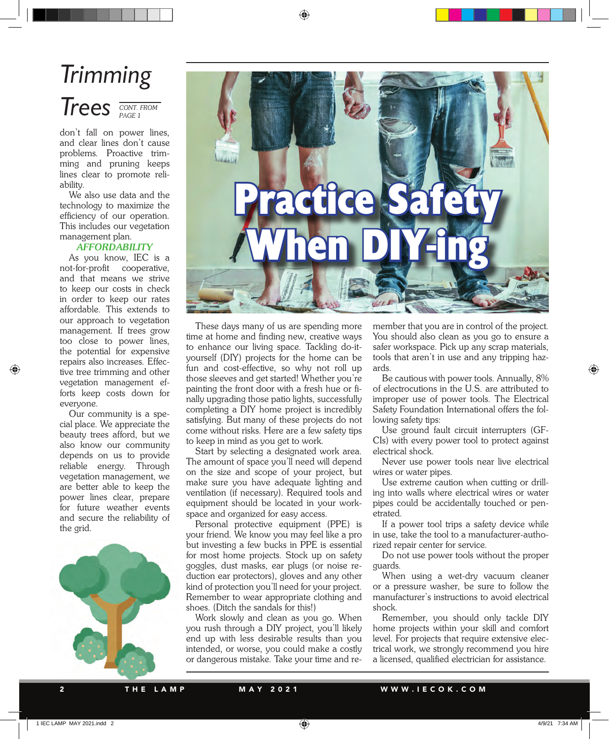# Trimming Trees

*CONT. FROM PAGE 1*

don't fall on power lines, and clear lines don't cause problems. Proactive trimming and pruning keeps lines clear to promote reliability.

We also use data and the technology to maximize the efficiency of our operation. This includes our vegetation management plan.

### AFFORDABILITY

As you know, IEC is a not-for-profit cooperative, and that means we strive to keep our costs in check in order to keep our rates affordable. This extends to our approach to vegetation management. If trees grow too close to power lines, the potential for expensive repairs also increases. Effective tree trimming and other vegetation management efforts keep costs down for everyone.

Our community is a special place. We appreciate the beauty trees afford, but we also know our community depends on us to provide reliable energy. Through vegetation management, we are better able to keep the power lines clear, prepare for future weather events and secure the reliability of the grid.

# Practice Safety When DIY-ing

These days many of us are spending more time at home and finding new, creative ways to enhance our living space. Tackling do-it-yourself (DIY) projects for the home can be fun and cost-effective, so why not roll up those sleeves and get started! Whether you're painting the front door with a fresh hue or finally upgrading those patio lights, successfully completing a DIY home project is incredibly satisfying. But many of these projects do not come without risks. Here are a few safety tips to keep in mind as you get to work.

Start by selecting a designated work area. The amount of space you'll need will depend on the size and scope of your project, but make sure you have adequate lighting and ventilation (if necessary). Required tools and equipment should be located in your workspace and organized for easy access.

Personal protective equipment (PPE) is your friend. We know you may feel like a pro but investing a few bucks in PPE is essential for most home projects. Stock up on safety goggles, dust masks, ear plugs (or noise reduction ear protectors), gloves and any other kind of protection you'll need for your project. Remember to wear appropriate clothing and shoes. (Ditch the sandals for this!)

Work slowly and clean as you go. When you rush through a DIY project, you'll likely end up with less desirable results than you intended, or worse, you could make a costly or dangerous mistake. Take your time and remember that you are in control of the project. You should also clean as you go to ensure a safer workspace. Pick up any scrap materials, tools that aren't in use and any tripping hazards.

Be cautious with power tools. Annually, 8% of electrocutions in the U.S. are attributed to improper use of power tools. The Electrical Safety Foundation International offers the following safety tips:

Use ground fault circuit interrupters (GFCIs) with every power tool to protect against electrical shock.

Never use power tools near live electrical wires or water pipes.

Use extreme caution when cutting or drilling into walls where electrical wires or water pipes could be accidentally touched or penetrated.

If a power tool trips a safety device while in use, take the tool to a manufacturer-authorized repair center for service.

Do not use power tools without the proper guards.

When using a wet-dry vacuum cleaner or a pressure washer, be sure to follow the manufacturer's instructions to avoid electrical shock.

Remember, you should only tackle DIY home projects within your skill and comfort level. For projects that require extensive electrical work, we strongly recommend you hire a licensed, qualified electrician for assistance.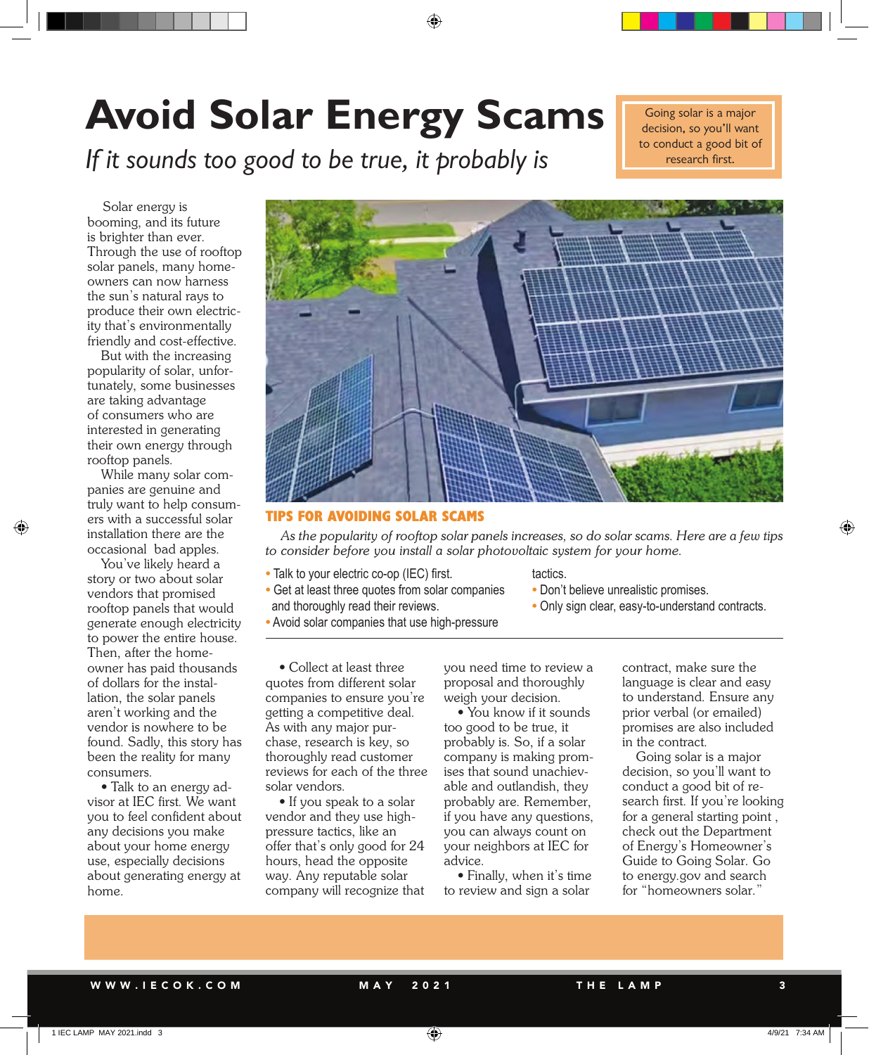# Avoid Solar Energy Scams

*If it sounds too good to be true, it probably is*

Going solar is a major decision, so you'll want to conduct a good bit of research first.

Solar energy is booming, and its future is brighter than ever. Through the use of rooftop solar panels, many homeowners can now harness the sun's natural rays to produce their own electricity that's environmentally friendly and cost-effective.

But with the increasing popularity of solar, unfortunately, some businesses are taking advantage of consumers who are interested in generating their own energy through rooftop panels.

While many solar companies are genuine and truly want to help consumers with a successful solar installation there are the occasional bad apples.

You've likely heard a story or two about solar vendors that promised rooftop panels that would generate enough electricity to power the entire house. Then, after the homeowner has paid thousands of dollars for the installation, the solar panels aren't working and the vendor is nowhere to be found. Sadly, this story has been the reality for many consumers.

• Talk to an energy advisor at IEC first. We want you to feel confident about any decisions you make about your home energy use, especially decisions about generating energy at home.

• Collect at least three quotes from different solar companies to ensure you're getting a competitive deal. As with any major purchase, research is key, so thoroughly read customer reviews for each of the three solar vendors.

• If you speak to a solar vendor and they use high-pressure tactics, like an offer that's only good for 24 hours, head the opposite way. Any reputable solar company will recognize that you need time to review a proposal and thoroughly weigh your decision.

• You know if it sounds too good to be true, it probably is. So, if a solar company is making promises that sound unachievable and outlandish, they probably are. Remember, if you have any questions, you can always count on your neighbors at IEC for advice.

• Finally, when it's time to review and sign a solar contract, make sure the language is clear and easy to understand. Ensure any prior verbal (or emailed) promises are also included in the contract.

Going solar is a major decision, so you'll want to conduct a good bit of research first. If you're looking for a general starting point , check out the Department of Energy's Homeowner's Guide to Going Solar. Go to energy.gov and search for "homeowners solar."

## TIPS FOR AVOIDING SOLAR SCAMS

*As the popularity of rooftop solar panels increases, so do solar scams. Here are a few tips to consider before you install a solar photovoltaic system for your home.*

- Talk to your electric co-op (IEC) first.
- Get at least three quotes from solar companies and thoroughly read their reviews.
- Avoid solar companies that use high-pressure tactics.
- Don't believe unrealistic promises.
- Only sign clear, easy-to-understand contracts.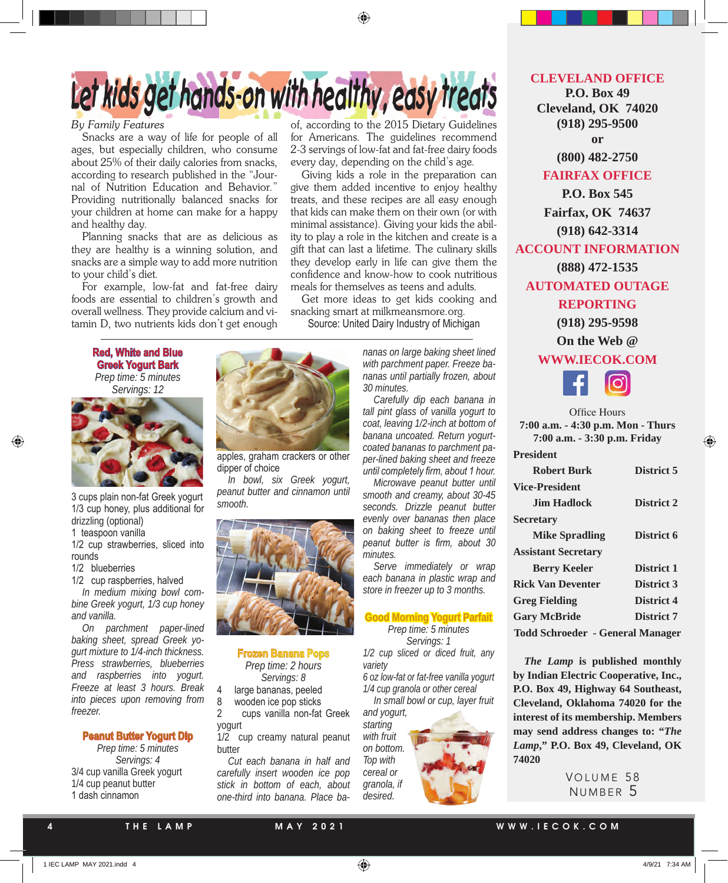# Let kids get hands-on with healthy, easy treats

*By Family Features*

Snacks are a way of life for people of all ages, but especially children, who consume about 25% of their daily calories from snacks, according to research published in the "Journal of Nutrition Education and Behavior." Providing nutritionally balanced snacks for your children at home can make for a happy and healthy day.

Planning snacks that are as delicious as they are healthy is a winning solution, and snacks are a simple way to add more nutrition to your child's diet.

For example, low-fat and fat-free dairy foods are essential to children's growth and overall wellness. They provide calcium and vitamin D, two nutrients kids don't get enough of, according to the 2015 Dietary Guidelines for Americans. The guidelines recommend 2-3 servings of low-fat and fat-free dairy foods every day, depending on the child's age.

Giving kids a role in the preparation can give them added incentive to enjoy healthy treats, and these recipes are all easy enough that kids can make them on their own (or with minimal assistance). Giving your kids the ability to play a role in the kitchen and create is a gift that can last a lifetime. The culinary skills they develop early in life can give them the confidence and know-how to cook nutritious meals for themselves as teens and adults.

Get more ideas to get kids cooking and snacking smart at milkmeansmore.org.

Source: United Dairy Industry of Michigan

---

### Red, White and Blue Greek Yogurt Bark

*Prep time: 5 minutes*
*Servings: 12*

3 cups plain non-fat Greek yogurt
1/3 cup honey, plus additional for drizzling (optional)
1 teaspoon vanilla
1/2 cup strawberries, sliced into rounds
1/2 blueberries
1/2 cup raspberries, halved

*In medium mixing bowl combine Greek yogurt, 1/3 cup honey and vanilla.*

*On parchment paper-lined baking sheet, spread Greek yogurt mixture to 1/4-inch thickness. Press strawberries, blueberries and raspberries into yogurt. Freeze at least 3 hours. Break into pieces upon removing from freezer.*

### Peanut Butter Yogurt Dip

*Prep time: 5 minutes*
*Servings: 4*

3/4 cup vanilla Greek yogurt
1/4 cup peanut butter
1 dash cinnamon
apples, graham crackers or other dipper of choice

*In bowl, six Greek yogurt, peanut butter and cinnamon until smooth.*

### Frozen Banana Pops

*Prep time: 2 hours*
*Servings: 8*

4 large bananas, peeled
8 wooden ice pop sticks
2 cups vanilla non-fat Greek yogurt
1/2 cup creamy natural peanut butter

*Cut each banana in half and carefully insert wooden ice pop stick in bottom of each, about one-third into banana. Place bananas on large baking sheet lined with parchment paper. Freeze bananas until partially frozen, about 30 minutes.*

*Carefully dip each banana in tall pint glass of vanilla yogurt to coat, leaving 1/2-inch at bottom of banana uncoated. Return yogurt-coated bananas to parchment paper-lined baking sheet and freeze until completely firm, about 1 hour.*

*Microwave peanut butter until smooth and creamy, about 30-45 seconds. Drizzle peanut butter evenly over bananas then place on baking sheet to freeze until peanut butter is firm, about 30 minutes.*

*Serve immediately or wrap each banana in plastic wrap and store in freezer up to 3 months.*

### Good Morning Yogurt Parfait

*Prep time: 5 minutes*
*Servings: 1*

*1/2 cup sliced or diced fruit, any variety*
*6 oz low-fat or fat-free vanilla yogurt*
*1/4 cup granola or other cereal*

*In small bowl or cup, layer fruit and yogurt, starting with fruit on bottom. Top with cereal or granola, if desired.*

---

**CLEVELAND OFFICE**
**P.O. Box 49**
**Cleveland, OK 74020**
**(918) 295-9500**
**or**
**(800) 482-2750**

**FAIRFAX OFFICE**
**P.O. Box 545**
**Fairfax, OK 74637**
**(918) 642-3314**

**ACCOUNT INFORMATION**
**(888) 472-1535**

**AUTOMATED OUTAGE REPORTING**
**(918) 295-9598**

**On the Web @**
**WWW.IECOK.COM**

Office Hours
**7:00 a.m. - 4:30 p.m. Mon - Thurs**
**7:00 a.m. - 3:30 p.m. Friday**

| | |
|---|---|
| **President** | |
| **Robert Burk** | **District 5** |
| **Vice-President** | |
| **Jim Hadlock** | **District 2** |
| **Secretary** | |
| **Mike Spradling** | **District 6** |
| **Assistant Secretary** | |
| **Berry Keeler** | **District 1** |
| **Rick Van Deventer** | **District 3** |
| **Greg Fielding** | **District 4** |
| **Gary McBride** | **District 7** |

**Todd Schroeder - General Manager**

***The Lamp*** **is published monthly by Indian Electric Cooperative, Inc., P.O. Box 49, Highway 64 Southeast, Cleveland, Oklahoma 74020 for the interest of its membership. Members may send address changes to: "*The Lamp*," P.O. Box 49, Cleveland, OK 74020**

VOLUME 58
NUMBER 5